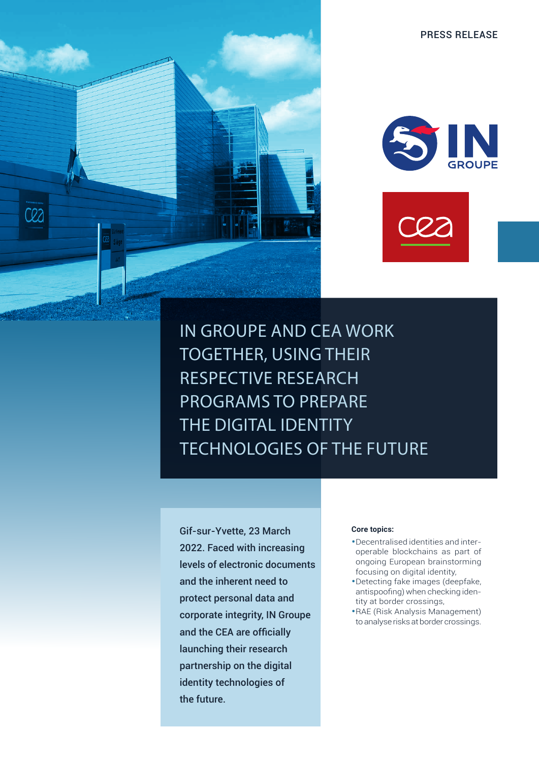PRESS RELEASE

# IN GROUPE AND CEA WORK TOGETHER, USING THEIR RESPECTIVE RESEARCH PROGRAMS TO PREPARE THE DIGITAL IDENTITY TECHNOLOGIES OF THE FUTURE

Gif-sur-Yvette, 23 March 2022. Faced with increasing levels of electronic documents and the inherent need to protect personal data and corporate integrity, IN Groupe and the CEA are officially launching their research partnership on the digital identity technologies of the future.

**Core topics:**

- Decentralised identities and inter-operable blockchains as part of ongoing European brainstorming focusing on digital identity,
- Detecting fake images (deepfake, antispoofing) when checking identity at border crossings,
- RAE (Risk Analysis Management) to analyse risks at border crossings.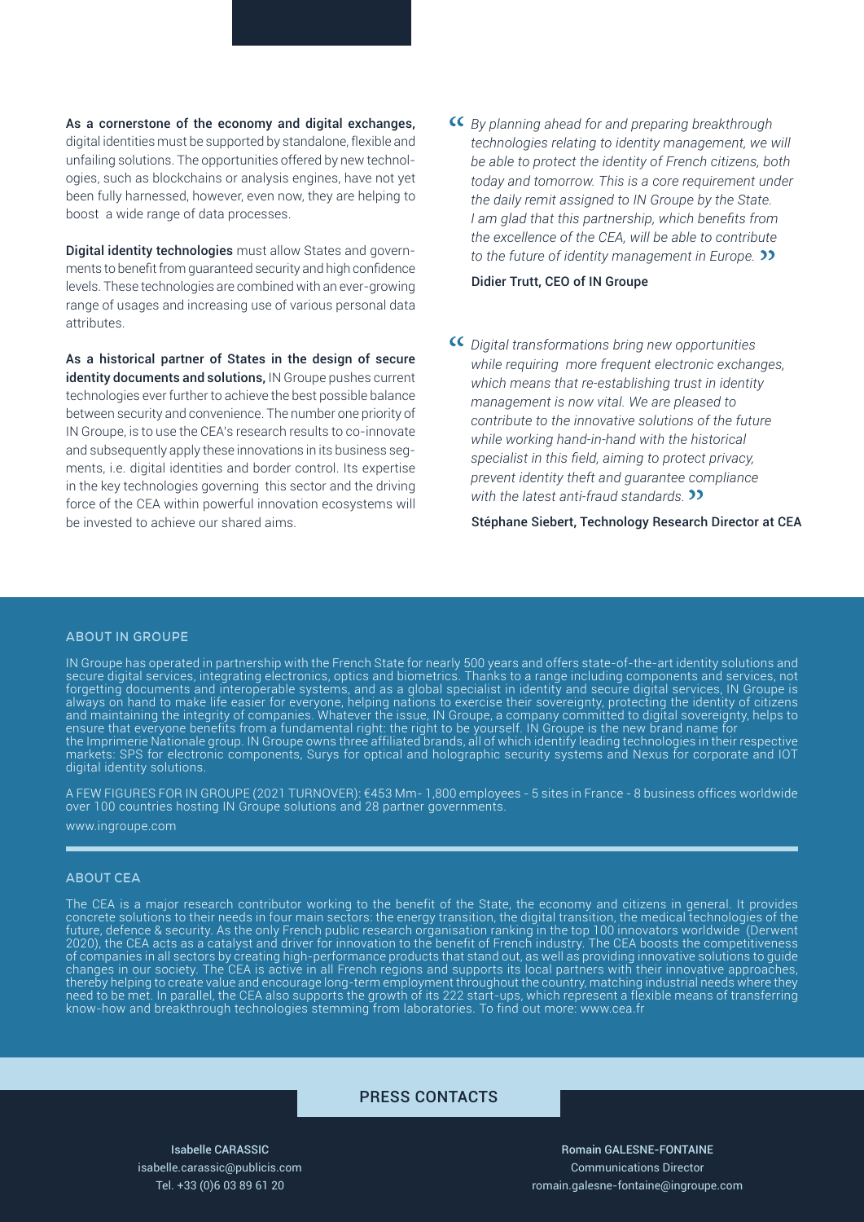**As a cornerstone of the economy and digital exchanges,** digital identities must be supported by standalone, flexible and unfailing solutions. The opportunities offered by new technologies, such as blockchains or analysis engines, have not yet been fully harnessed, however, even now, they are helping to boost a wide range of data processes.

**Digital identity technologies** must allow States and governments to benefit from guaranteed security and high confidence levels. These technologies are combined with an ever-growing range of usages and increasing use of various personal data attributes.

**As a historical partner of States in the design of secure identity documents and solutions,** IN Groupe pushes current technologies ever further to achieve the best possible balance between security and convenience. The number one priority of IN Groupe, is to use the CEA's research results to co-innovate and subsequently apply these innovations in its business segments, i.e. digital identities and border control. Its expertise in the key technologies governing this sector and the driving force of the CEA within powerful innovation ecosystems will be invested to achieve our shared aims.

« *By planning ahead for and preparing breakthrough technologies relating to identity management, we will be able to protect the identity of French citizens, both today and tomorrow. This is a core requirement under the daily remit assigned to IN Groupe by the State. I am glad that this partnership, which benefits from the excellence of the CEA, will be able to contribute to the future of identity management in Europe.* »

Didier Trutt, CEO of IN Groupe

« *Digital transformations bring new opportunities while requiring more frequent electronic exchanges, which means that re-establishing trust in identity management is now vital. We are pleased to contribute to the innovative solutions of the future while working hand-in-hand with the historical specialist in this field, aiming to protect privacy, prevent identity theft and guarantee compliance with the latest anti-fraud standards.* »

Stéphane Siebert, Technology Research Director at CEA

## ABOUT IN GROUPE

IN Groupe has operated in partnership with the French State for nearly 500 years and offers state-of-the-art identity solutions and secure digital services, integrating electronics, optics and biometrics. Thanks to a range including components and services, not forgetting documents and interoperable systems, and as a global specialist in identity and secure digital services, IN Groupe is always on hand to make life easier for everyone, helping nations to exercise their sovereignty, protecting the identity of citizens and maintaining the integrity of companies. Whatever the issue, IN Groupe, a company committed to digital sovereignty, helps to ensure that everyone benefits from a fundamental right: the right to be yourself. IN Groupe is the new brand name for the Imprimerie Nationale group. IN Groupe owns three affiliated brands, all of which identify leading technologies in their respective markets: SPS for electronic components, Surys for optical and holographic security systems and Nexus for corporate and IOT digital identity solutions.

A FEW FIGURES FOR IN GROUPE (2021 TURNOVER): €453 Mm- 1,800 employees - 5 sites in France - 8 business offices worldwide over 100 countries hosting IN Groupe solutions and 28 partner governments.

www.ingroupe.com

## ABOUT CEA

The CEA is a major research contributor working to the benefit of the State, the economy and citizens in general. It provides concrete solutions to their needs in four main sectors: the energy transition, the digital transition, the medical technologies of the future, defence & security. As the only French public research organisation ranking in the top 100 innovators worldwide (Derwent 2020), the CEA acts as a catalyst and driver for innovation to the benefit of French industry. The CEA boosts the competitiveness of companies in all sectors by creating high-performance products that stand out, as well as providing innovative solutions to guide changes in our society. The CEA is active in all French regions and supports its local partners with their innovative approaches, thereby helping to create value and encourage long-term employment throughout the country, matching industrial needs where they need to be met. In parallel, the CEA also supports the growth of its 222 start-ups, which represent a flexible means of transferring know-how and breakthrough technologies stemming from laboratories. To find out more: www.cea.fr

## PRESS CONTACTS

Isabelle CARASSIC
isabelle.carassic@publicis.com
Tel. +33 (0)6 03 89 61 20

Romain GALESNE-FONTAINE
Communications Director
romain.galesne-fontaine@ingroupe.com